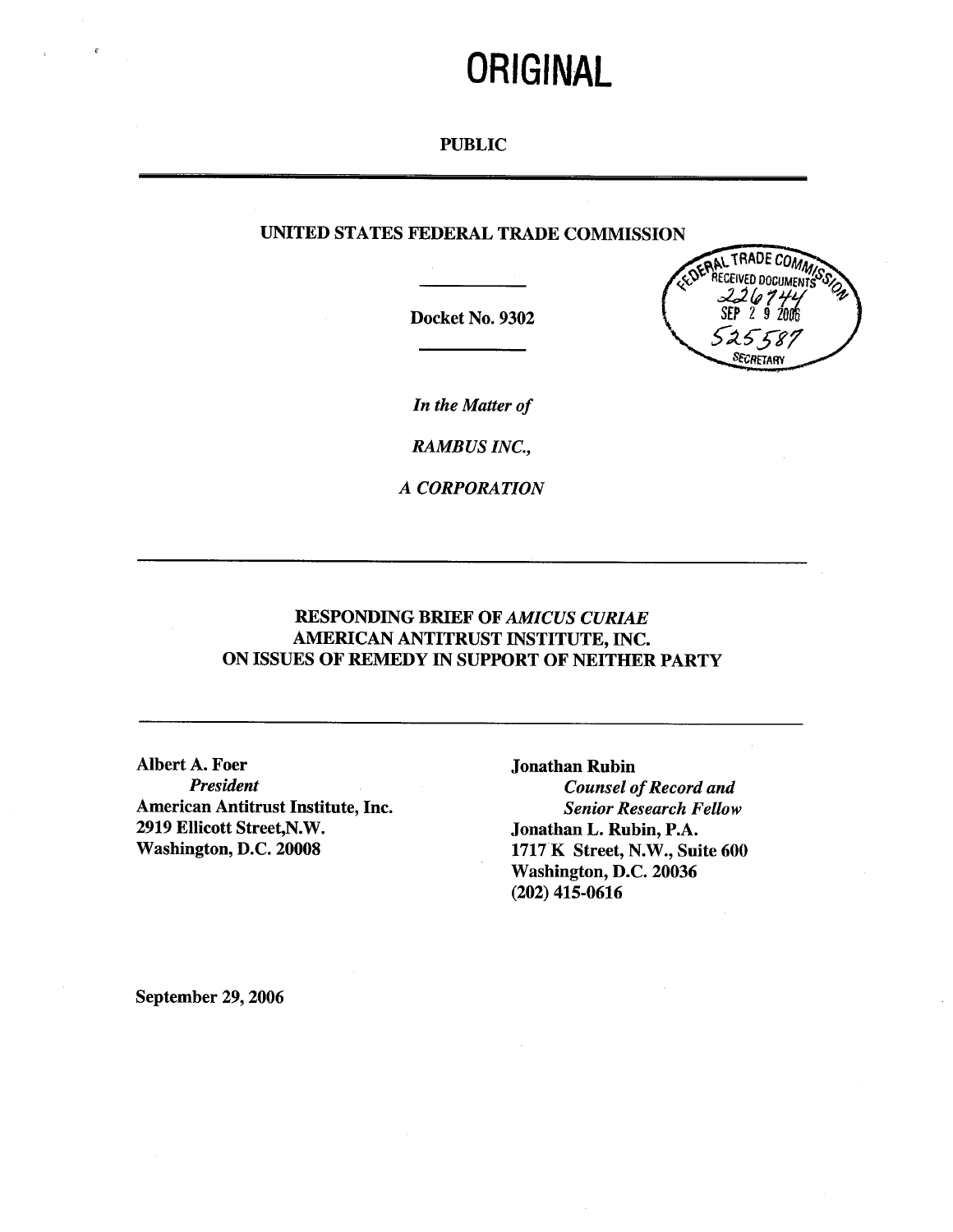# ORIGINAL

PUBLIC

---

UNITED STATES FEDERAL TRADE COMMISSION

FEDERAL TRADE COMMISSION RECEIVED DOCUMENTS 226744 SEP 29 2006 525587 SECRETARY

Docket No. 9302

*In the Matter of*

*RAMBUS INC.,*

*A CORPORATION*

---

**RESPONDING BRIEF OF *AMICUS CURIAE* AMERICAN ANTITRUST INSTITUTE, INC. ON ISSUES OF REMEDY IN SUPPORT OF NEITHER PARTY**

---

**Albert A. Foer**
***President***
**American Antitrust Institute, Inc.**
**2919 Ellicott Street,N.W.**
**Washington, D.C. 20008**

**Jonathan Rubin**
***Counsel of Record and Senior Research Fellow***
**Jonathan L. Rubin, P.A.**
**1717 K Street, N.W., Suite 600**
**Washington, D.C. 20036**
**(202) 415-0616**

**September 29, 2006**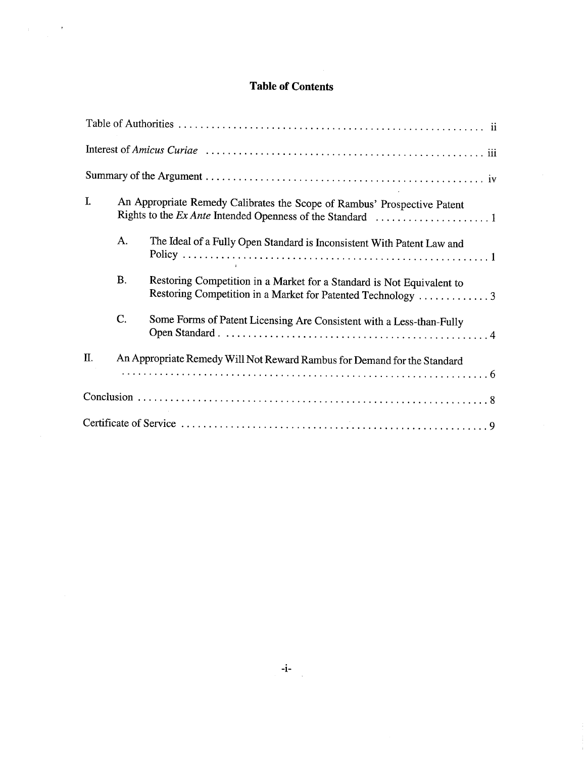# Table of Contents

Table of Authorities .......................................................... ii

Interest of *Amicus Curiae* .................................................... iii

Summary of the Argument .................................................... iv

I. An Appropriate Remedy Calibrates the Scope of Rambus' Prospective Patent Rights to the *Ex Ante* Intended Openness of the Standard ..................... 1

   A. The Ideal of a Fully Open Standard is Inconsistent With Patent Law and Policy ........................................................ 1

   B. Restoring Competition in a Market for a Standard is Not Equivalent to Restoring Competition in a Market for Patented Technology ............. 3

   C. Some Forms of Patent Licensing Are Consistent with a Less-than-Fully Open Standard ................................................ 4

II. An Appropriate Remedy Will Not Reward Rambus for Demand for the Standard ................................................................ 6

Conclusion ................................................................ 8

Certificate of Service ...................................................... 9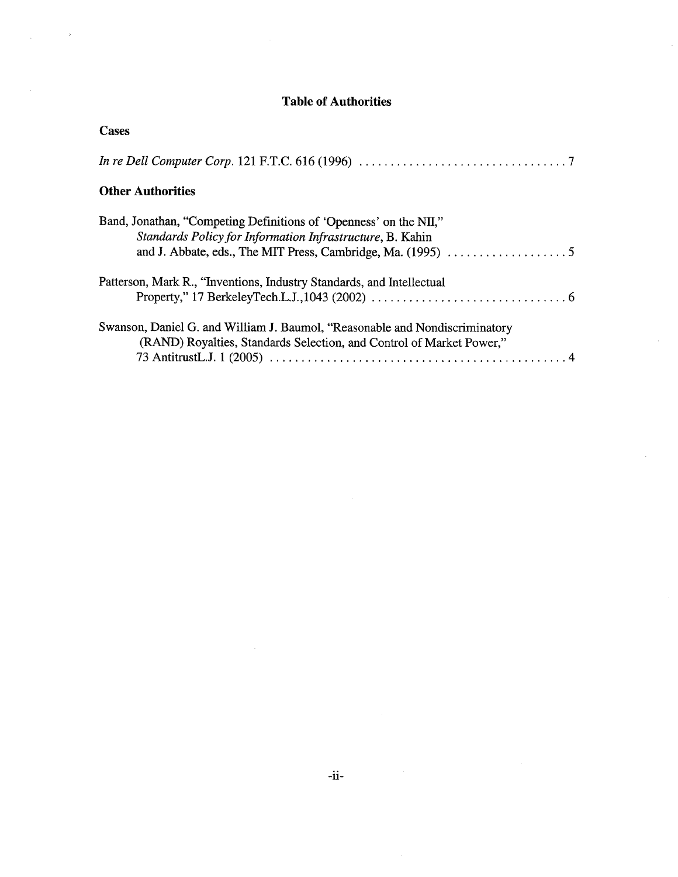# Table of Authorities

## Cases

*In re Dell Computer Corp.* 121 F.T.C. 616 (1996) . . . . . . . . . . . . . . . . . . . . . . . . . . . . . . . . 7

## Other Authorities

Band, Jonathan, "Competing Definitions of 'Openness' on the NII," *Standards Policy for Information Infrastructure*, B. Kahin and J. Abbate, eds., The MIT Press, Cambridge, Ma. (1995) . . . . . . . . . . . . . . . . . . . 5

Patterson, Mark R., "Inventions, Industry Standards, and Intellectual Property," 17 BerkeleyTech.L.J.,1043 (2002) . . . . . . . . . . . . . . . . . . . . . . . . . . . . . . 6

Swanson, Daniel G. and William J. Baumol, "Reasonable and Nondiscriminatory (RAND) Royalties, Standards Selection, and Control of Market Power," 73 AntitrustL.J. 1 (2005) . . . . . . . . . . . . . . . . . . . . . . . . . . . . . . . . . . . . . . . . . . . . . . 4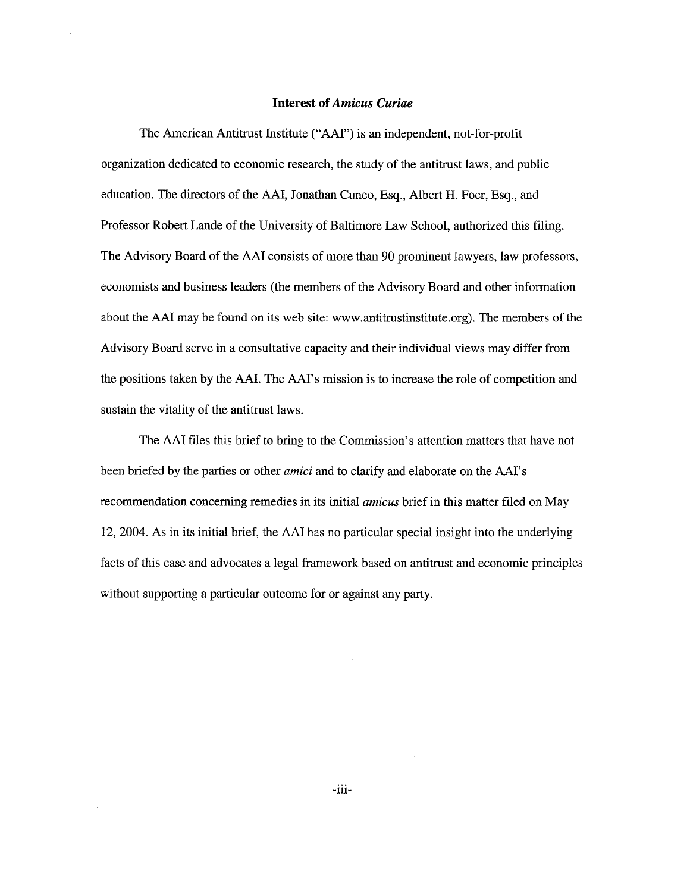## Interest of *Amicus Curiae*

The American Antitrust Institute ("AAI") is an independent, not-for-profit organization dedicated to economic research, the study of the antitrust laws, and public education. The directors of the AAI, Jonathan Cuneo, Esq., Albert H. Foer, Esq., and Professor Robert Lande of the University of Baltimore Law School, authorized this filing. The Advisory Board of the AAI consists of more than 90 prominent lawyers, law professors, economists and business leaders (the members of the Advisory Board and other information about the AAI may be found on its web site: www.antitrustinstitute.org). The members of the Advisory Board serve in a consultative capacity and their individual views may differ from the positions taken by the AAI. The AAI's mission is to increase the role of competition and sustain the vitality of the antitrust laws.

The AAI files this brief to bring to the Commission's attention matters that have not been briefed by the parties or other *amici* and to clarify and elaborate on the AAI's recommendation concerning remedies in its initial *amicus* brief in this matter filed on May 12, 2004. As in its initial brief, the AAI has no particular special insight into the underlying facts of this case and advocates a legal framework based on antitrust and economic principles without supporting a particular outcome for or against any party.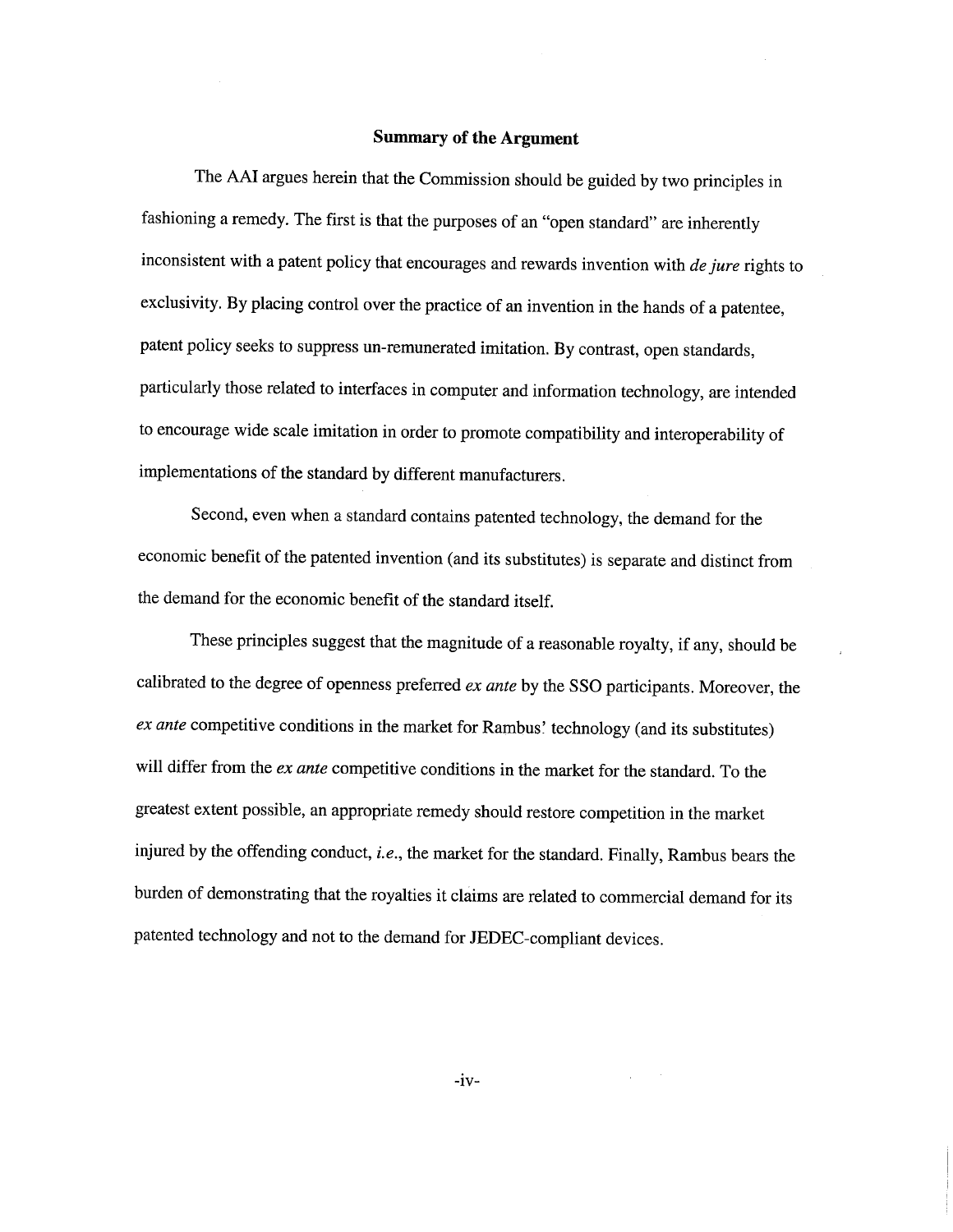## Summary of the Argument

The AAI argues herein that the Commission should be guided by two principles in fashioning a remedy. The first is that the purposes of an "open standard" are inherently inconsistent with a patent policy that encourages and rewards invention with *de jure* rights to exclusivity. By placing control over the practice of an invention in the hands of a patentee, patent policy seeks to suppress un-remunerated imitation. By contrast, open standards, particularly those related to interfaces in computer and information technology, are intended to encourage wide scale imitation in order to promote compatibility and interoperability of implementations of the standard by different manufacturers.

Second, even when a standard contains patented technology, the demand for the economic benefit of the patented invention (and its substitutes) is separate and distinct from the demand for the economic benefit of the standard itself.

These principles suggest that the magnitude of a reasonable royalty, if any, should be calibrated to the degree of openness preferred *ex ante* by the SSO participants. Moreover, the *ex ante* competitive conditions in the market for Rambus' technology (and its substitutes) will differ from the *ex ante* competitive conditions in the market for the standard. To the greatest extent possible, an appropriate remedy should restore competition in the market injured by the offending conduct, *i.e.*, the market for the standard. Finally, Rambus bears the burden of demonstrating that the royalties it claims are related to commercial demand for its patented technology and not to the demand for JEDEC-compliant devices.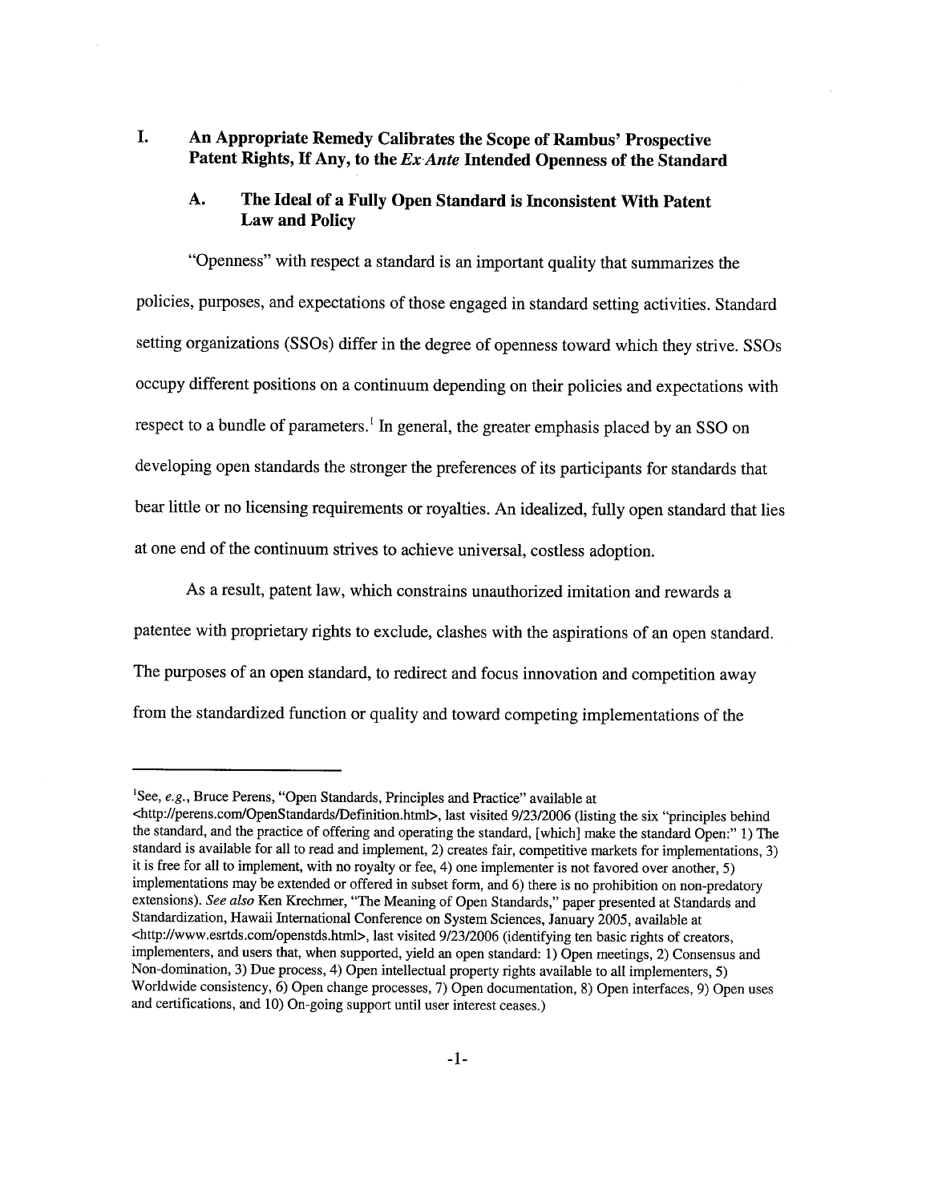# I. An Appropriate Remedy Calibrates the Scope of Rambus' Prospective Patent Rights, If Any, to the *Ex Ante* Intended Openness of the Standard

## A. The Ideal of a Fully Open Standard is Inconsistent With Patent Law and Policy

"Openness" with respect a standard is an important quality that summarizes the policies, purposes, and expectations of those engaged in standard setting activities. Standard setting organizations (SSOs) differ in the degree of openness toward which they strive. SSOs occupy different positions on a continuum depending on their policies and expectations with respect to a bundle of parameters.[1] In general, the greater emphasis placed by an SSO on developing open standards the stronger the preferences of its participants for standards that bear little or no licensing requirements or royalties. An idealized, fully open standard that lies at one end of the continuum strives to achieve universal, costless adoption.

As a result, patent law, which constrains unauthorized imitation and rewards a patentee with proprietary rights to exclude, clashes with the aspirations of an open standard. The purposes of an open standard, to redirect and focus innovation and competition away from the standardized function or quality and toward competing implementations of the

---

[1] See, *e.g.*, Bruce Perens, "Open Standards, Principles and Practice" available at <http://perens.com/OpenStandards/Definition.html>, last visited 9/23/2006 (listing the six "principles behind the standard, and the practice of offering and operating the standard, [which] make the standard Open:" 1) The standard is available for all to read and implement, 2) creates fair, competitive markets for implementations, 3) it is free for all to implement, with no royalty or fee, 4) one implementer is not favored over another, 5) implementations may be extended or offered in subset form, and 6) there is no prohibition on non-predatory extensions). *See also* Ken Krechmer, "The Meaning of Open Standards," paper presented at Standards and Standardization, Hawaii International Conference on System Sciences, January 2005, available at <http://www.esrtds.com/openstds.html>, last visited 9/23/2006 (identifying ten basic rights of creators, implementers, and users that, when supported, yield an open standard: 1) Open meetings, 2) Consensus and Non-domination, 3) Due process, 4) Open intellectual property rights available to all implementers, 5) Worldwide consistency, 6) Open change processes, 7) Open documentation, 8) Open interfaces, 9) Open uses and certifications, and 10) On-going support until user interest ceases.)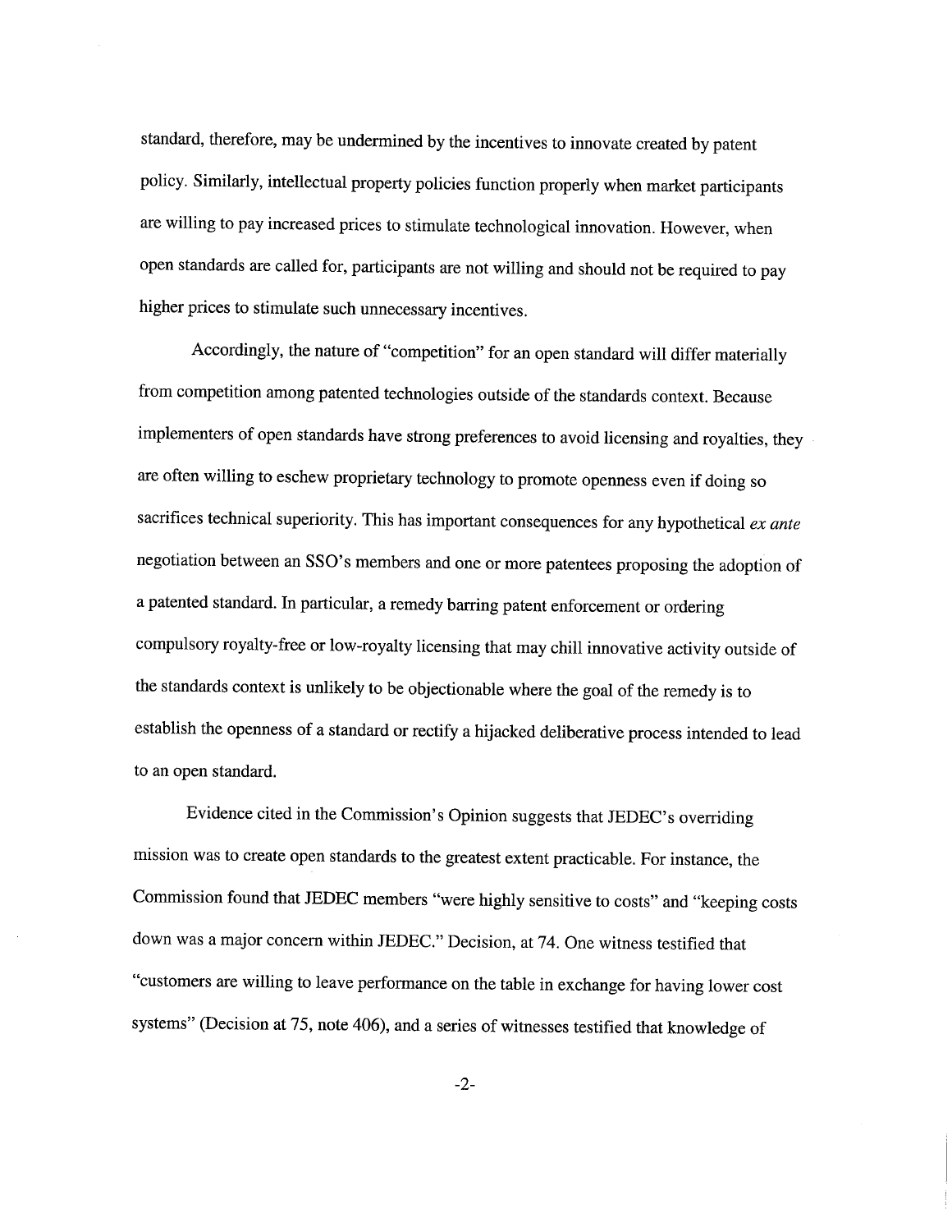standard, therefore, may be undermined by the incentives to innovate created by patent policy. Similarly, intellectual property policies function properly when market participants are willing to pay increased prices to stimulate technological innovation. However, when open standards are called for, participants are not willing and should not be required to pay higher prices to stimulate such unnecessary incentives.

Accordingly, the nature of "competition" for an open standard will differ materially from competition among patented technologies outside of the standards context. Because implementers of open standards have strong preferences to avoid licensing and royalties, they are often willing to eschew proprietary technology to promote openness even if doing so sacrifices technical superiority. This has important consequences for any hypothetical *ex ante* negotiation between an SSO's members and one or more patentees proposing the adoption of a patented standard. In particular, a remedy barring patent enforcement or ordering compulsory royalty-free or low-royalty licensing that may chill innovative activity outside of the standards context is unlikely to be objectionable where the goal of the remedy is to establish the openness of a standard or rectify a hijacked deliberative process intended to lead to an open standard.

Evidence cited in the Commission's Opinion suggests that JEDEC's overriding mission was to create open standards to the greatest extent practicable. For instance, the Commission found that JEDEC members "were highly sensitive to costs" and "keeping costs down was a major concern within JEDEC." Decision, at 74. One witness testified that "customers are willing to leave performance on the table in exchange for having lower cost systems" (Decision at 75, note 406), and a series of witnesses testified that knowledge of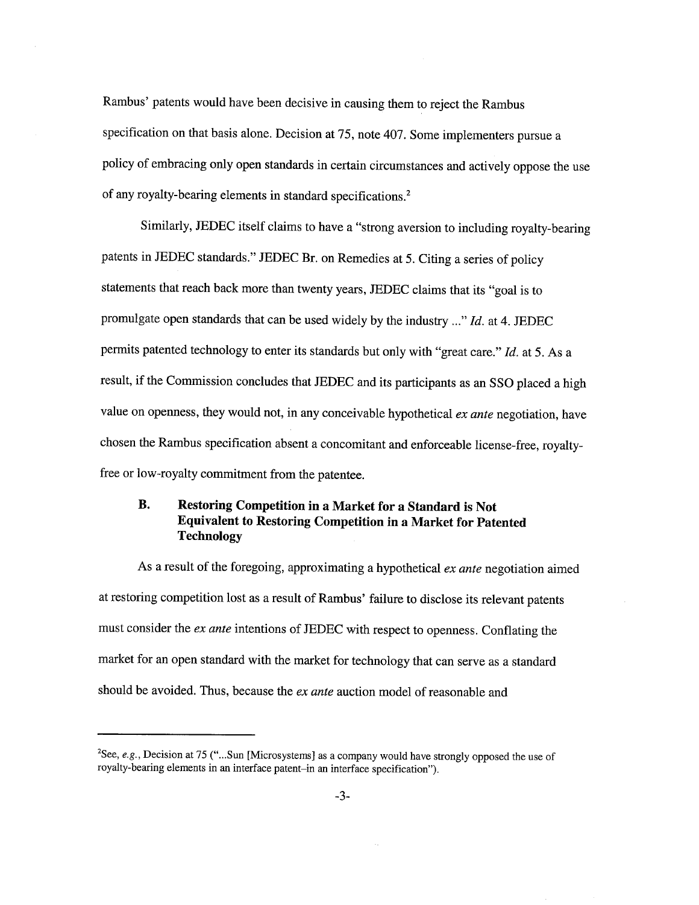Rambus' patents would have been decisive in causing them to reject the Rambus specification on that basis alone. Decision at 75, note 407. Some implementers pursue a policy of embracing only open standards in certain circumstances and actively oppose the use of any royalty-bearing elements in standard specifications.[2]

Similarly, JEDEC itself claims to have a "strong aversion to including royalty-bearing patents in JEDEC standards." JEDEC Br. on Remedies at 5. Citing a series of policy statements that reach back more than twenty years, JEDEC claims that its "goal is to promulgate open standards that can be used widely by the industry ..." *Id.* at 4. JEDEC permits patented technology to enter its standards but only with "great care." *Id.* at 5. As a result, if the Commission concludes that JEDEC and its participants as an SSO placed a high value on openness, they would not, in any conceivable hypothetical *ex ante* negotiation, have chosen the Rambus specification absent a concomitant and enforceable license-free, royalty-free or low-royalty commitment from the patentee.

### B. Restoring Competition in a Market for a Standard is Not Equivalent to Restoring Competition in a Market for Patented Technology

As a result of the foregoing, approximating a hypothetical *ex ante* negotiation aimed at restoring competition lost as a result of Rambus' failure to disclose its relevant patents must consider the *ex ante* intentions of JEDEC with respect to openness. Conflating the market for an open standard with the market for technology that can serve as a standard should be avoided. Thus, because the *ex ante* auction model of reasonable and

---

[2] See, *e.g.*, Decision at 75 ("...Sun [Microsystems] as a company would have strongly opposed the use of royalty-bearing elements in an interface patent–in an interface specification").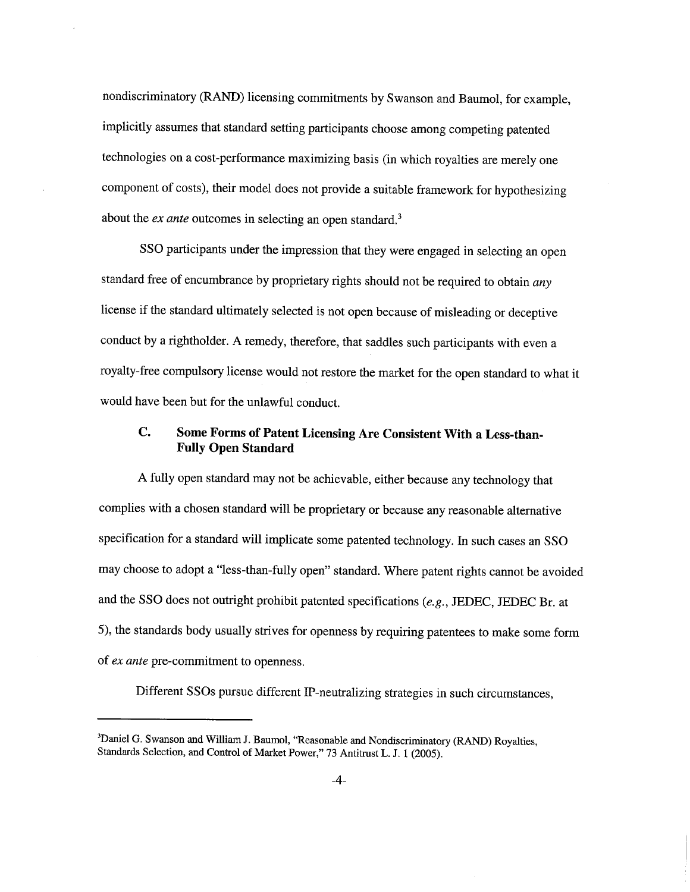nondiscriminatory (RAND) licensing commitments by Swanson and Baumol, for example, implicitly assumes that standard setting participants choose among competing patented technologies on a cost-performance maximizing basis (in which royalties are merely one component of costs), their model does not provide a suitable framework for hypothesizing about the *ex ante* outcomes in selecting an open standard.[3]

SSO participants under the impression that they were engaged in selecting an open standard free of encumbrance by proprietary rights should not be required to obtain *any* license if the standard ultimately selected is not open because of misleading or deceptive conduct by a rightholder. A remedy, therefore, that saddles such participants with even a royalty-free compulsory license would not restore the market for the open standard to what it would have been but for the unlawful conduct.

### C. Some Forms of Patent Licensing Are Consistent With a Less-than-Fully Open Standard

A fully open standard may not be achievable, either because any technology that complies with a chosen standard will be proprietary or because any reasonable alternative specification for a standard will implicate some patented technology. In such cases an SSO may choose to adopt a "less-than-fully open" standard. Where patent rights cannot be avoided and the SSO does not outright prohibit patented specifications (*e.g.*, JEDEC, JEDEC Br. at 5), the standards body usually strives for openness by requiring patentees to make some form of *ex ante* pre-commitment to openness.

Different SSOs pursue different IP-neutralizing strategies in such circumstances,

---

[3]Daniel G. Swanson and William J. Baumol, "Reasonable and Nondiscriminatory (RAND) Royalties, Standards Selection, and Control of Market Power," 73 Antitrust L. J. 1 (2005).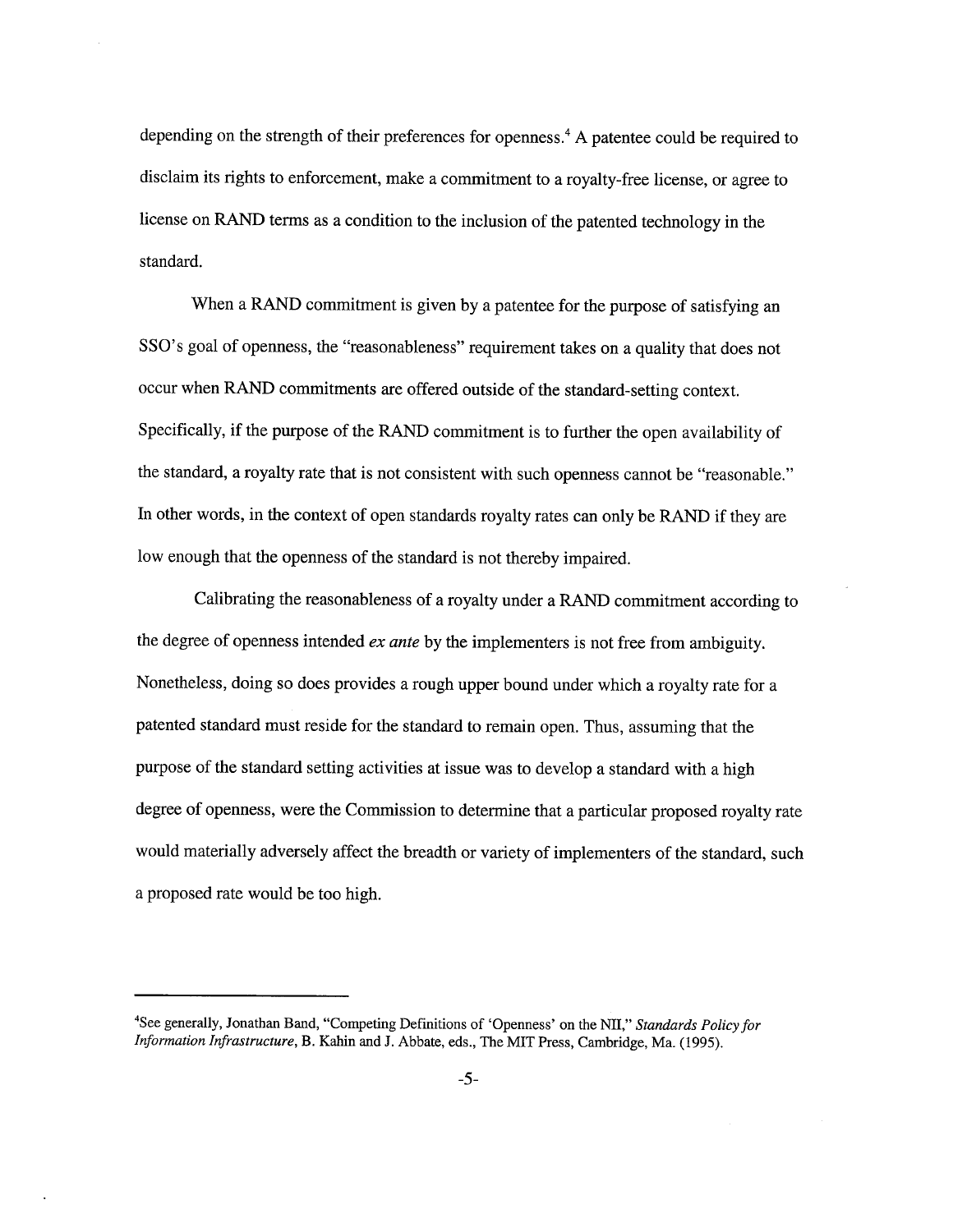depending on the strength of their preferences for openness.[4] A patentee could be required to disclaim its rights to enforcement, make a commitment to a royalty-free license, or agree to license on RAND terms as a condition to the inclusion of the patented technology in the standard.

When a RAND commitment is given by a patentee for the purpose of satisfying an SSO's goal of openness, the "reasonableness" requirement takes on a quality that does not occur when RAND commitments are offered outside of the standard-setting context. Specifically, if the purpose of the RAND commitment is to further the open availability of the standard, a royalty rate that is not consistent with such openness cannot be "reasonable." In other words, in the context of open standards royalty rates can only be RAND if they are low enough that the openness of the standard is not thereby impaired.

Calibrating the reasonableness of a royalty under a RAND commitment according to the degree of openness intended *ex ante* by the implementers is not free from ambiguity. Nonetheless, doing so does provides a rough upper bound under which a royalty rate for a patented standard must reside for the standard to remain open. Thus, assuming that the purpose of the standard setting activities at issue was to develop a standard with a high degree of openness, were the Commission to determine that a particular proposed royalty rate would materially adversely affect the breadth or variety of implementers of the standard, such a proposed rate would be too high.

---

[4] See generally, Jonathan Band, "Competing Definitions of 'Openness' on the NII," *Standards Policy for Information Infrastructure*, B. Kahin and J. Abbate, eds., The MIT Press, Cambridge, Ma. (1995).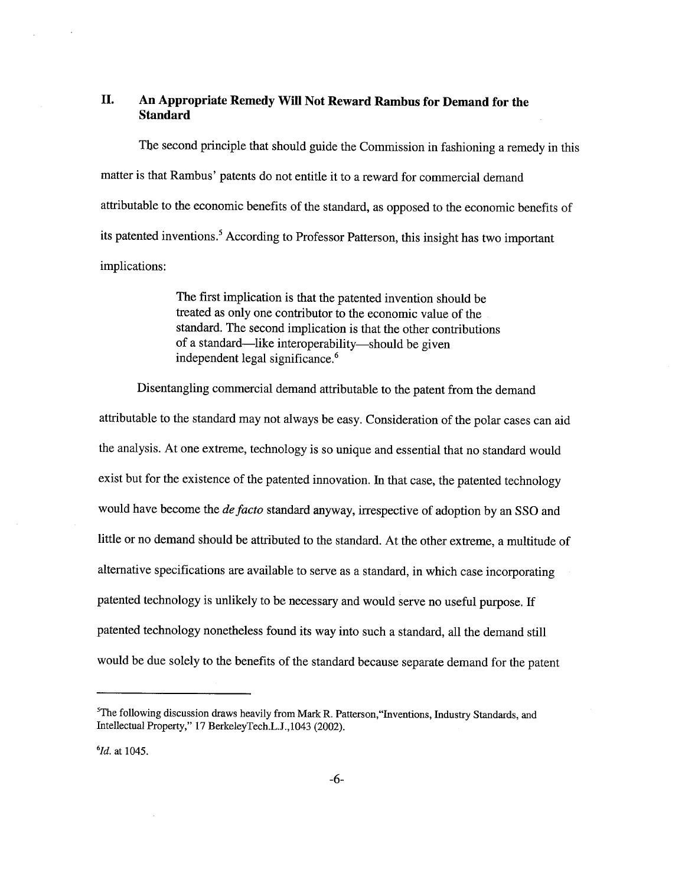## II. An Appropriate Remedy Will Not Reward Rambus for Demand for the Standard

The second principle that should guide the Commission in fashioning a remedy in this matter is that Rambus' patents do not entitle it to a reward for commercial demand attributable to the economic benefits of the standard, as opposed to the economic benefits of its patented inventions.[5] According to Professor Patterson, this insight has two important implications:

> The first implication is that the patented invention should be treated as only one contributor to the economic value of the standard. The second implication is that the other contributions of a standard—like interoperability—should be given independent legal significance.[6]

Disentangling commercial demand attributable to the patent from the demand attributable to the standard may not always be easy. Consideration of the polar cases can aid the analysis. At one extreme, technology is so unique and essential that no standard would exist but for the existence of the patented innovation. In that case, the patented technology would have become the *de facto* standard anyway, irrespective of adoption by an SSO and little or no demand should be attributed to the standard. At the other extreme, a multitude of alternative specifications are available to serve as a standard, in which case incorporating patented technology is unlikely to be necessary and would serve no useful purpose. If patented technology nonetheless found its way into such a standard, all the demand still would be due solely to the benefits of the standard because separate demand for the patent

---

[5] The following discussion draws heavily from Mark R. Patterson, "Inventions, Industry Standards, and Intellectual Property," 17 BerkeleyTech.L.J.,1043 (2002).

[6] *Id.* at 1045.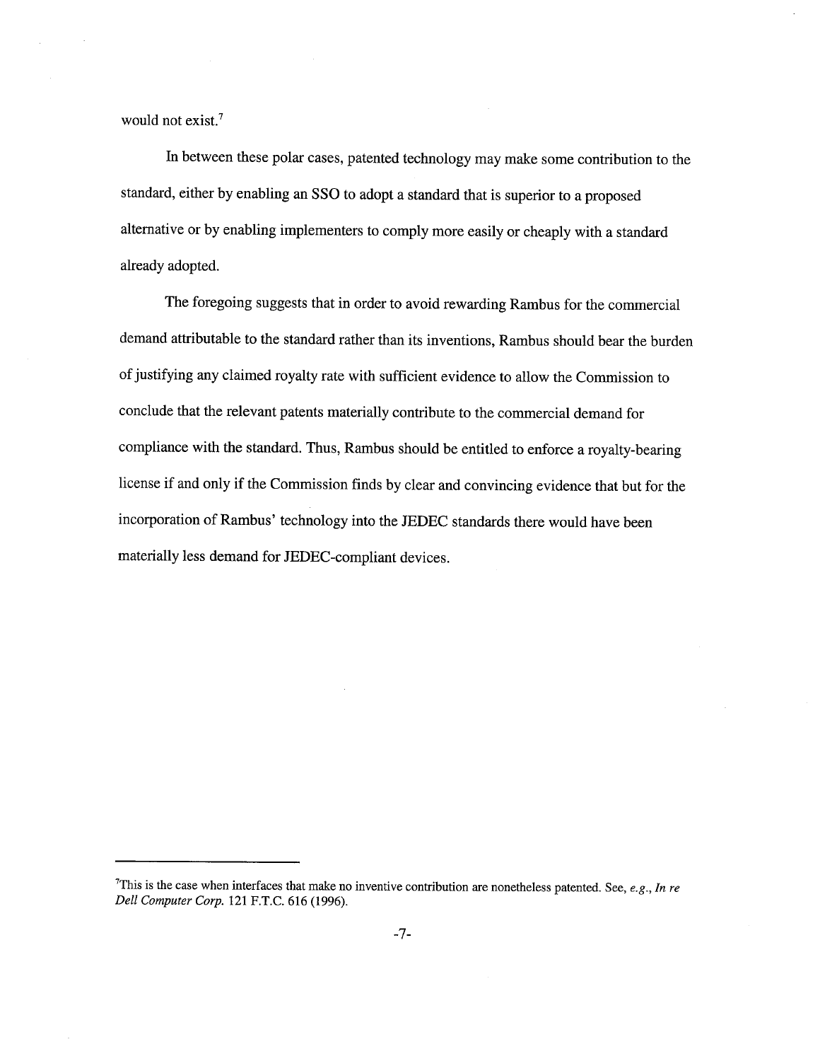would not exist.[7]

In between these polar cases, patented technology may make some contribution to the standard, either by enabling an SSO to adopt a standard that is superior to a proposed alternative or by enabling implementers to comply more easily or cheaply with a standard already adopted.

The foregoing suggests that in order to avoid rewarding Rambus for the commercial demand attributable to the standard rather than its inventions, Rambus should bear the burden of justifying any claimed royalty rate with sufficient evidence to allow the Commission to conclude that the relevant patents materially contribute to the commercial demand for compliance with the standard. Thus, Rambus should be entitled to enforce a royalty-bearing license if and only if the Commission finds by clear and convincing evidence that but for the incorporation of Rambus' technology into the JEDEC standards there would have been materially less demand for JEDEC-compliant devices.

---

[7]This is the case when interfaces that make no inventive contribution are nonetheless patented. See, *e.g.*, *In re Dell Computer Corp.* 121 F.T.C. 616 (1996).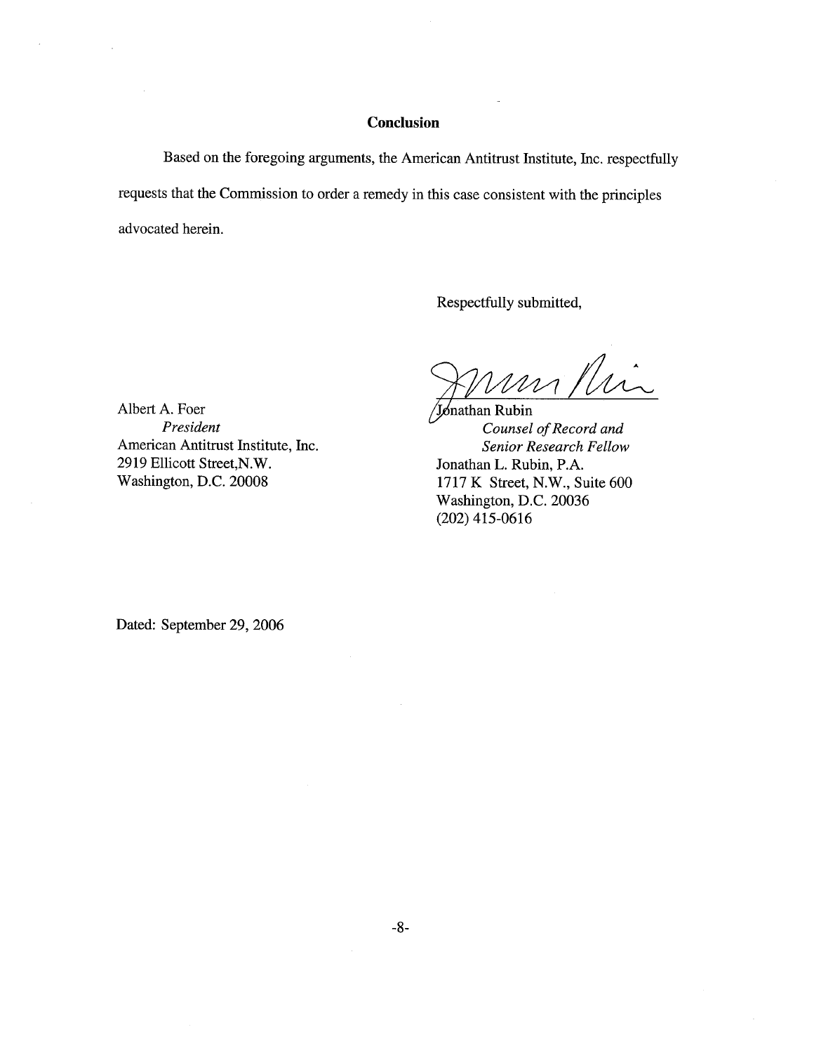## Conclusion

Based on the foregoing arguments, the American Antitrust Institute, Inc. respectfully requests that the Commission to order a remedy in this case consistent with the principles advocated herein.

Respectfully submitted,

Jonathan Rubin
*Counsel of Record and Senior Research Fellow*
Jonathan L. Rubin, P.A.
1717 K Street, N.W., Suite 600
Washington, D.C. 20036
(202) 415-0616

Albert A. Foer
*President*
American Antitrust Institute, Inc.
2919 Ellicott Street,N.W.
Washington, D.C. 20008

Dated: September 29, 2006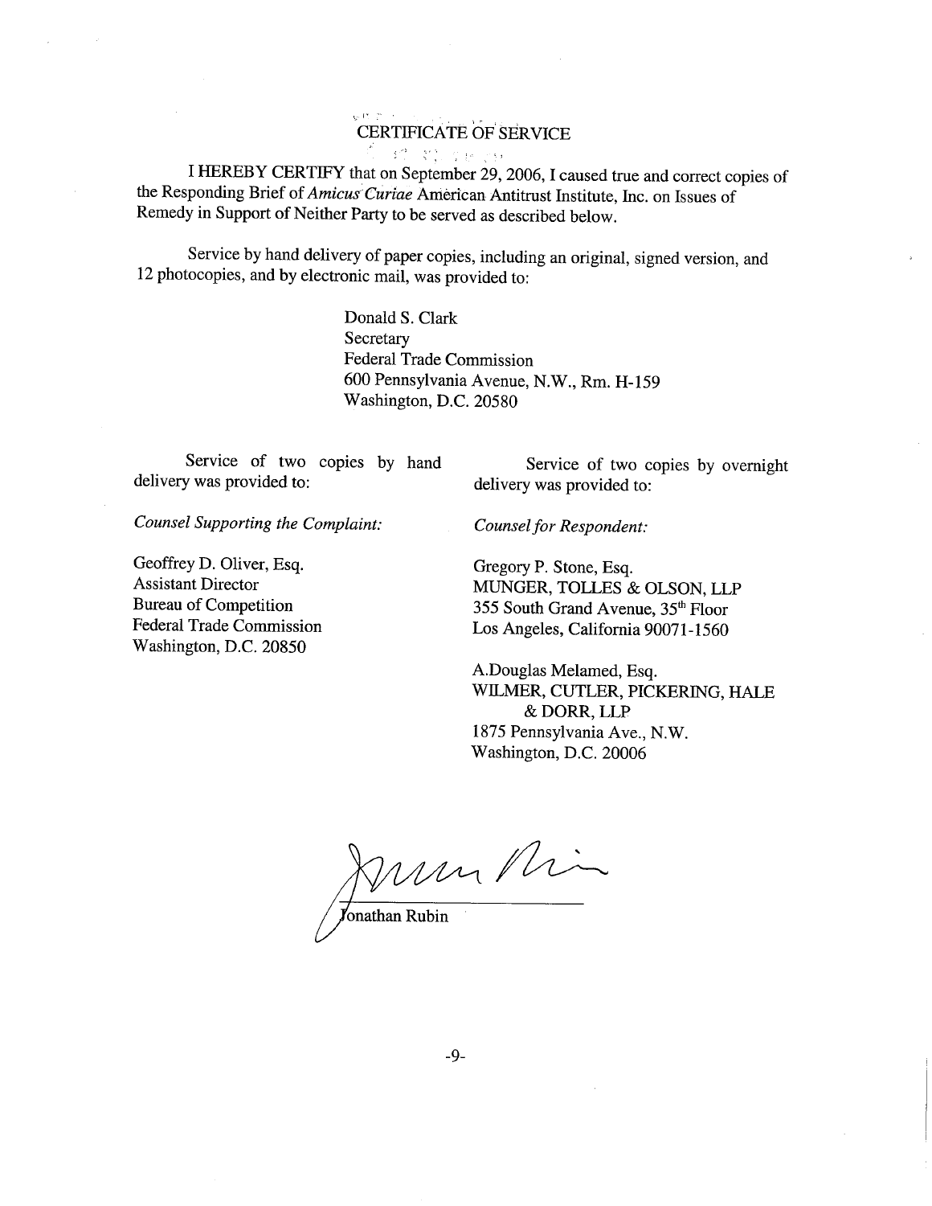# CERTIFICATE OF SERVICE

I HEREBY CERTIFY that on September 29, 2006, I caused true and correct copies of the Responding Brief of *Amicus Curiae* American Antitrust Institute, Inc. on Issues of Remedy in Support of Neither Party to be served as described below.

Service by hand delivery of paper copies, including an original, signed version, and 12 photocopies, and by electronic mail, was provided to:

Donald S. Clark
Secretary
Federal Trade Commission
600 Pennsylvania Avenue, N.W., Rm. H-159
Washington, D.C. 20580

Service of two copies by hand delivery was provided to:

*Counsel Supporting the Complaint:*

Geoffrey D. Oliver, Esq.
Assistant Director
Bureau of Competition
Federal Trade Commission
Washington, D.C. 20850

Service of two copies by overnight delivery was provided to:

*Counsel for Respondent:*

Gregory P. Stone, Esq.
MUNGER, TOLLES & OLSON, LLP
355 South Grand Avenue, 35th Floor
Los Angeles, California 90071-1560

A.Douglas Melamed, Esq.
WILMER, CUTLER, PICKERING, HALE & DORR, LLP
1875 Pennsylvania Ave., N.W.
Washington, D.C. 20006

Jonathan Rubin